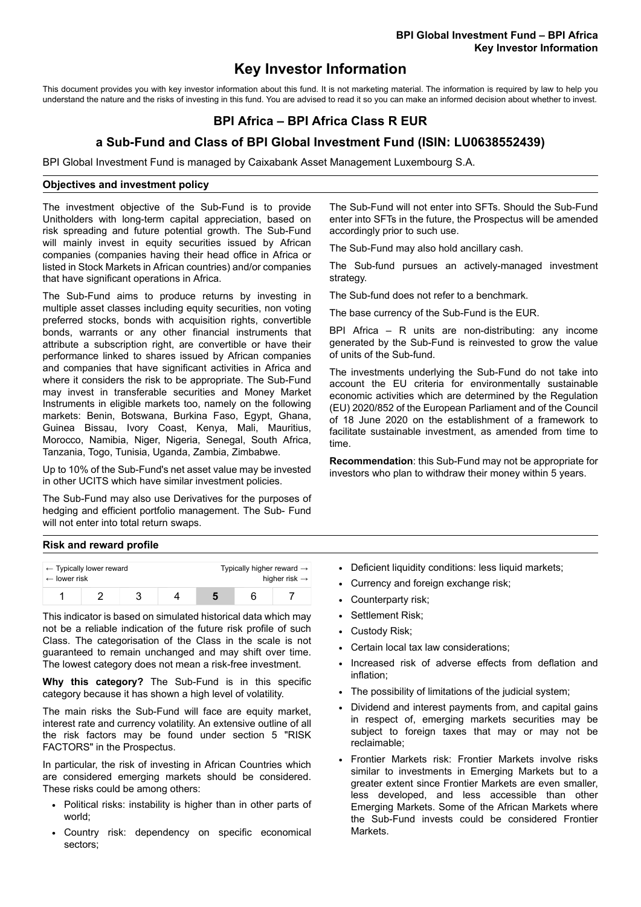# Key Investor Information

This document provides you with key investor information about this fund. It is not marketing material. The information is required by law to help you understand the nature and the risks of investing in this fund. You are advised to read it so you can make an informed decision about whether to invest.

## BPI Africa – BPI Africa Class R EUR

## a Sub-Fund and Class of BPI Global Investment Fund (ISIN: LU0638552439)

BPI Global Investment Fund is managed by Caixabank Asset Management Luxembourg S.A.

### Objectives and investment policy

The investment objective of the Sub-Fund is to provide Unitholders with long-term capital appreciation, based on risk spreading and future potential growth. The Sub-Fund will mainly invest in equity securities issued by African companies (companies having their head office in Africa or listed in Stock Markets in African countries) and/or companies that have significant operations in Africa.

The Sub-Fund aims to produce returns by investing in multiple asset classes including equity securities, non voting preferred stocks, bonds with acquisition rights, convertible bonds, warrants or any other financial instruments that attribute a subscription right, are convertible or have their performance linked to shares issued by African companies and companies that have significant activities in Africa and where it considers the risk to be appropriate. The Sub-Fund may invest in transferable securities and Money Market Instruments in eligible markets too, namely on the following markets: Benin, Botswana, Burkina Faso, Egypt, Ghana, Guinea Bissau, Ivory Coast, Kenya, Mali, Mauritius, Morocco, Namibia, Niger, Nigeria, Senegal, South Africa, Tanzania, Togo, Tunisia, Uganda, Zambia, Zimbabwe.

Up to 10% of the Sub-Fund's net asset value may be invested in other UCITS which have similar investment policies.

The Sub-Fund may also use Derivatives for the purposes of hedging and efficient portfolio management. The Sub- Fund will not enter into total return swaps.

The Sub-Fund will not enter into SFTs. Should the Sub-Fund enter into SFTs in the future, the Prospectus will be amended accordingly prior to such use.

The Sub-Fund may also hold ancillary cash.

The Sub-fund pursues an actively-managed investment strategy.

The Sub-fund does not refer to a benchmark.

The base currency of the Sub-Fund is the EUR.

BPI Africa – R units are non-distributing: any income generated by the Sub-Fund is reinvested to grow the value of units of the Sub-fund.

The investments underlying the Sub-Fund do not take into account the EU criteria for environmentally sustainable economic activities which are determined by the Regulation (EU) 2020/852 of the European Parliament and of the Council of 18 June 2020 on the establishment of a framework to facilitate sustainable investment, as amended from time to time.

**Recommendation**: this Sub-Fund may not be appropriate for investors who plan to withdraw their money within 5 years.

### Risk and reward profile

| ← Typically lower reward ← lower risk | | | | | | Typically higher reward → higher risk → |
|---|---|---|---|---|---|---|
| 1 | 2 | 3 | 4 | **5** | 6 | 7 |

This indicator is based on simulated historical data which may not be a reliable indication of the future risk profile of such Class. The categorisation of the Class in the scale is not guaranteed to remain unchanged and may shift over time. The lowest category does not mean a risk-free investment.

**Why this category?** The Sub-Fund is in this specific category because it has shown a high level of volatility.

The main risks the Sub-Fund will face are equity market, interest rate and currency volatility. An extensive outline of all the risk factors may be found under section 5 "RISK FACTORS" in the Prospectus.

In particular, the risk of investing in African Countries which are considered emerging markets should be considered. These risks could be among others:

- Political risks: instability is higher than in other parts of world;
- Country risk: dependency on specific economical sectors;
- Deficient liquidity conditions: less liquid markets;
- Currency and foreign exchange risk;
- Counterparty risk;
- Settlement Risk;
- Custody Risk;
- Certain local tax law considerations;
- Increased risk of adverse effects from deflation and inflation;
- The possibility of limitations of the judicial system;
- Dividend and interest payments from, and capital gains in respect of, emerging markets securities may be subject to foreign taxes that may or may not be reclaimable;
- Frontier Markets risk: Frontier Markets involve risks similar to investments in Emerging Markets but to a greater extent since Frontier Markets are even smaller, less developed, and less accessible than other Emerging Markets. Some of the African Markets where the Sub-Fund invests could be considered Frontier Markets.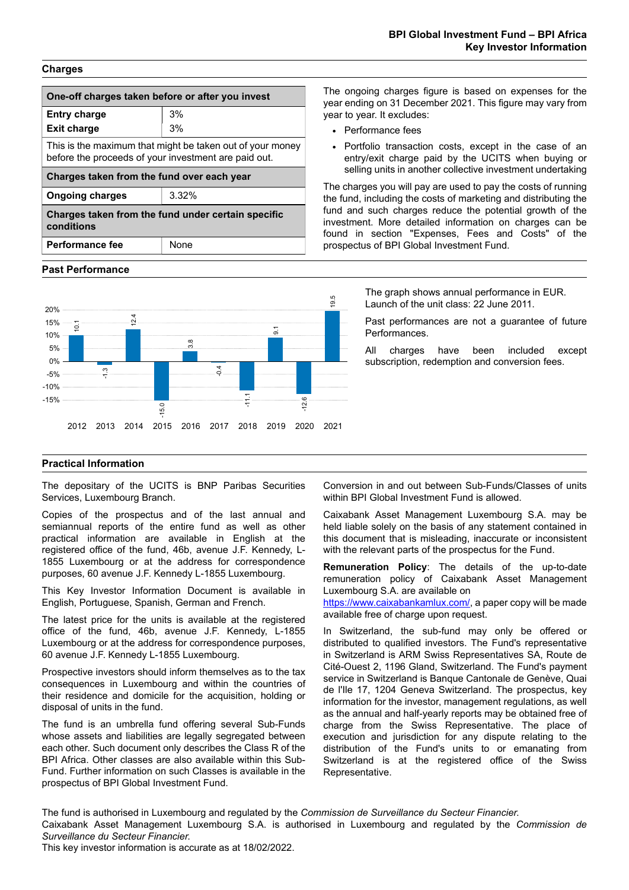## Charges

| One-off charges taken before or after you invest | |
|---|---|
| **Entry charge** | 3% |
| **Exit charge** | 3% |
| This is the maximum that might be taken out of your money before the proceeds of your investment are paid out. | |
| **Charges taken from the fund over each year** | |
| **Ongoing charges** | 3.32% |
| **Charges taken from the fund under certain specific conditions** | |
| **Performance fee** | None |

The ongoing charges figure is based on expenses for the year ending on 31 December 2021. This figure may vary from year to year. It excludes:

- Performance fees
- Portfolio transaction costs, except in the case of an entry/exit charge paid by the UCITS when buying or selling units in another collective investment undertaking

The charges you will pay are used to pay the costs of running the fund, including the costs of marketing and distributing the fund and such charges reduce the potential growth of the investment. More detailed information on charges can be found in section "Expenses, Fees and Costs" of the prospectus of BPI Global Investment Fund.

## Past Performance

20%
15%
10%
5%
0%
-5%
-10%
-15%

10.1
-1.3
12.4
-15.0
3.8
-0.4
-11.1
9.1
-12.6
19.5

2012 2013 2014 2015 2016 2017 2018 2019 2020 2021

The graph shows annual performance in EUR. Launch of the unit class: 22 June 2011.

Past performances are not a guarantee of future Performances.

All charges have been included except subscription, redemption and conversion fees.

## Practical Information

The depositary of the UCITS is BNP Paribas Securities Services, Luxembourg Branch.

Copies of the prospectus and of the last annual and semiannual reports of the entire fund as well as other practical information are available in English at the registered office of the fund, 46b, avenue J.F. Kennedy, L-1855 Luxembourg or at the address for correspondence purposes, 60 avenue J.F. Kennedy L-1855 Luxembourg.

This Key Investor Information Document is available in English, Portuguese, Spanish, German and French.

The latest price for the units is available at the registered office of the fund, 46b, avenue J.F. Kennedy, L-1855 Luxembourg or at the address for correspondence purposes, 60 avenue J.F. Kennedy L-1855 Luxembourg.

Prospective investors should inform themselves as to the tax consequences in Luxembourg and within the countries of their residence and domicile for the acquisition, holding or disposal of units in the fund.

The fund is an umbrella fund offering several Sub-Funds whose assets and liabilities are legally segregated between each other. Such document only describes the Class R of the BPI Africa. Other classes are also available within this Sub-Fund. Further information on such Classes is available in the prospectus of BPI Global Investment Fund.

Conversion in and out between Sub-Funds/Classes of units within BPI Global Investment Fund is allowed.

Caixabank Asset Management Luxembourg S.A. may be held liable solely on the basis of any statement contained in this document that is misleading, inaccurate or inconsistent with the relevant parts of the prospectus for the Fund.

**Remuneration Policy**: The details of the up-to-date remuneration policy of Caixabank Asset Management Luxembourg S.A. are available on https://www.caixabankamlux.com/, a paper copy will be made available free of charge upon request.

In Switzerland, the sub-fund may only be offered or distributed to qualified investors. The Fund's representative in Switzerland is ARM Swiss Representatives SA, Route de Cité-Ouest 2, 1196 Gland, Switzerland. The Fund's payment service in Switzerland is Banque Cantonale de Genève, Quai de l'Ile 17, 1204 Geneva Switzerland. The prospectus, key information for the investor, management regulations, as well as the annual and half-yearly reports may be obtained free of charge from the Swiss Representative. The place of execution and jurisdiction for any dispute relating to the distribution of the Fund's units to or emanating from Switzerland is at the registered office of the Swiss Representative.

The fund is authorised in Luxembourg and regulated by the *Commission de Surveillance du Secteur Financier.*
Caixabank Asset Management Luxembourg S.A. is authorised in Luxembourg and regulated by the *Commission de Surveillance du Secteur Financier.*
This key investor information is accurate as at 18/02/2022.